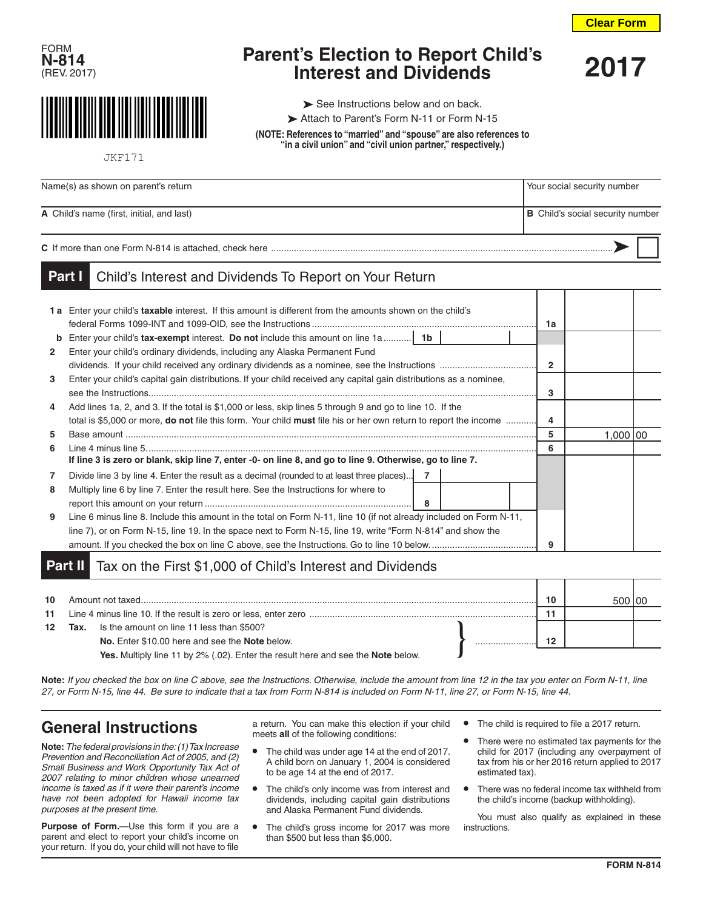Clear Form

FORM **N-814**
(REV. 2017)

JKF171

# Parent's Election to Report Child's Interest and Dividends

# 2017

➤ See Instructions below and on back.
➤ Attach to Parent's Form N-11 or Form N-15

**(NOTE: References to "married" and "spouse" are also references to "in a civil union" and "civil union partner," respectively.)**

| Name(s) as shown on parent's return | Your social security number |
|---|---|
| **A** Child's name (first, initial, and last) | **B** Child's social security number |

**C** If more than one Form N-814 is attached, check here ➤ ☐

## Part I Child's Interest and Dividends To Report on Your Return

| | | | |
|---|---|---|---|
| **1 a** | Enter your child's **taxable** interest. If this amount is different from the amounts shown on the child's federal Forms 1099-INT and 1099-OID, see the Instructions | 1a | |
| **b** | Enter your child's **tax-exempt** interest. **Do not** include this amount on line 1a ... 1b | | |
| **2** | Enter your child's ordinary dividends, including any Alaska Permanent Fund dividends. If your child received any ordinary dividends as a nominee, see the Instructions | 2 | |
| **3** | Enter your child's capital gain distributions. If your child received any capital gain distributions as a nominee, see the Instructions | 3 | |
| **4** | Add lines 1a, 2, and 3. If the total is $1,000 or less, skip lines 5 through 9 and go to line 10. If the total is $5,000 or more, **do not** file this form. Your child **must** file his or her own return to report the income | 4 | |
| **5** | Base amount | 5 | 1,000 00 |
| **6** | Line 4 minus line 5. | 6 | |
| | **If line 3 is zero or blank, skip line 7, enter -0- on line 8, and go to line 9. Otherwise, go to line 7.** | | |
| **7** | Divide line 3 by line 4. Enter the result as a decimal (rounded to at least three places) ... 7 | | |
| **8** | Multiply line 6 by line 7. Enter the result here. See the Instructions for where to report this amount on your return ... 8 | | |
| **9** | Line 6 minus line 8. Include this amount in the total on Form N-11, line 10 (if not already included on Form N-11, line 7), or on Form N-15, line 19. In the space next to Form N-15, line 19, write "Form N-814" and show the amount. If you checked the box on line C above, see the Instructions. Go to line 10 below. | 9 | |

## Part II Tax on the First $1,000 of Child's Interest and Dividends

| | | | |
|---|---|---|---|
| **10** | Amount not taxed | 10 | 500 00 |
| **11** | Line 4 minus line 10. If the result is zero or less, enter zero | 11 | |
| **12** | **Tax.** Is the amount on line 11 less than $500?<br>**No.** Enter $10.00 here and see the **Note** below.<br>**Yes.** Multiply line 11 by 2% (.02). Enter the result here and see the **Note** below. | 12 | |

**Note:** *If you checked the box on line C above, see the Instructions. Otherwise, include the amount from line 12 in the tax you enter on Form N-11, line 27, or Form N-15, line 44. Be sure to indicate that a tax from Form N-814 is included on Form N-11, line 27, or Form N-15, line 44.*

## General Instructions

**Note:** *The federal provisions in the: (1) Tax Increase Prevention and Reconciliation Act of 2005, and (2) Small Business and Work Opportunity Tax Act of 2007 relating to minor children whose unearned income is taxed as if it were their parent's income have not been adopted for Hawaii income tax purposes at the present time.*

**Purpose of Form.**—Use this form if you are a parent and elect to report your child's income on your return. If you do, your child will not have to file a return. You can make this election if your child meets **all** of the following conditions:

- The child was under age 14 at the end of 2017. A child born on January 1, 2004 is considered to be age 14 at the end of 2017.
- The child's only income was from interest and dividends, including capital gain distributions and Alaska Permanent Fund dividends.
- The child's gross income for 2017 was more than $500 but less than $5,000.
- The child is required to file a 2017 return.
- There were no estimated tax payments for the child for 2017 (including any overpayment of tax from his or her 2016 return applied to 2017 estimated tax).
- There was no federal income tax withheld from the child's income (backup withholding).

You must also qualify as explained in these instructions.

FORM N-814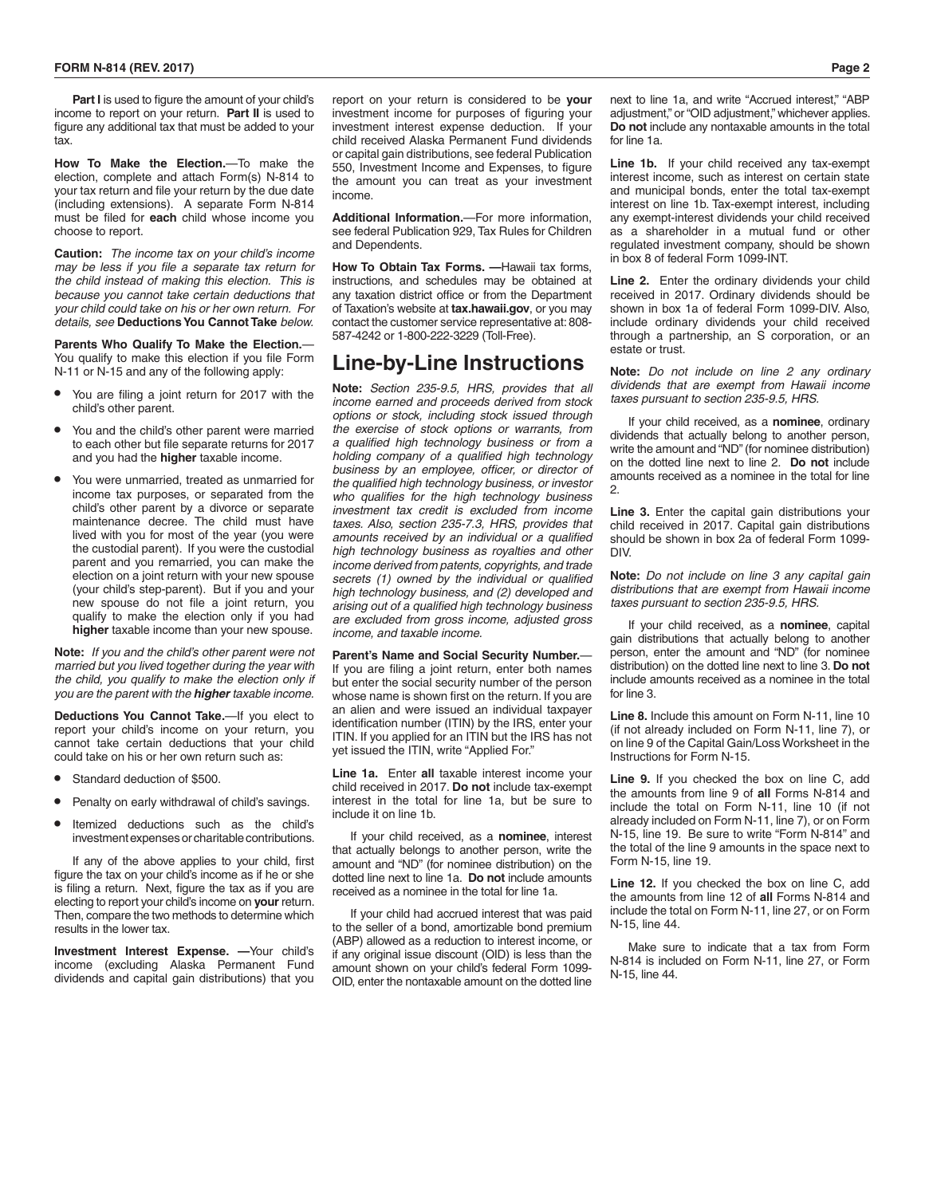**Part I** is used to figure the amount of your child's income to report on your return. **Part II** is used to figure any additional tax that must be added to your tax.

**How To Make the Election.**—To make the election, complete and attach Form(s) N-814 to your tax return and file your return by the due date (including extensions). A separate Form N-814 must be filed for **each** child whose income you choose to report.

**Caution:** *The income tax on your child's income may be less if you file a separate tax return for the child instead of making this election. This is because you cannot take certain deductions that your child could take on his or her own return. For details, see* **Deductions You Cannot Take** *below.*

**Parents Who Qualify To Make the Election.**—You qualify to make this election if you file Form N-11 or N-15 and any of the following apply:

- You are filing a joint return for 2017 with the child's other parent.
- You and the child's other parent were married to each other but file separate returns for 2017 and you had the **higher** taxable income.
- You were unmarried, treated as unmarried for income tax purposes, or separated from the child's other parent by a divorce or separate maintenance decree. The child must have lived with you for most of the year (you were the custodial parent). If you were the custodial parent and you remarried, you can make the election on a joint return with your new spouse (your child's step-parent). But if you and your new spouse do not file a joint return, you qualify to make the election only if you had **higher** taxable income than your new spouse.

**Note:** *If you and the child's other parent were not married but you lived together during the year with the child, you qualify to make the election only if you are the parent with the* ***higher*** *taxable income.*

**Deductions You Cannot Take.**—If you elect to report your child's income on your return, you cannot take certain deductions that your child could take on his or her own return such as:

- Standard deduction of $500.
- Penalty on early withdrawal of child's savings.
- Itemized deductions such as the child's investment expenses or charitable contributions.

If any of the above applies to your child, first figure the tax on your child's income as if he or she is filing a return. Next, figure the tax as if you are electing to report your child's income on **your** return. Then, compare the two methods to determine which results in the lower tax.

**Investment Interest Expense. —**Your child's income (excluding Alaska Permanent Fund dividends and capital gain distributions) that you report on your return is considered to be **your** investment income for purposes of figuring your investment interest expense deduction. If your child received Alaska Permanent Fund dividends or capital gain distributions, see federal Publication 550, Investment Income and Expenses, to figure the amount you can treat as your investment income.

**Additional Information.**—For more information, see federal Publication 929, Tax Rules for Children and Dependents.

**How To Obtain Tax Forms. —**Hawaii tax forms, instructions, and schedules may be obtained at any taxation district office or from the Department of Taxation's website at **tax.hawaii.gov**, or you may contact the customer service representative at: 808-587-4242 or 1-800-222-3229 (Toll-Free).

# Line-by-Line Instructions

**Note:** *Section 235-9.5, HRS, provides that all income earned and proceeds derived from stock options or stock, including stock issued through the exercise of stock options or warrants, from a qualified high technology business or from a holding company of a qualified high technology business by an employee, officer, or director of the qualified high technology business, or investor who qualifies for the high technology business investment tax credit is excluded from income taxes. Also, section 235-7.3, HRS, provides that amounts received by an individual or a qualified high technology business as royalties and other income derived from patents, copyrights, and trade secrets (1) owned by the individual or qualified high technology business, and (2) developed and arising out of a qualified high technology business are excluded from gross income, adjusted gross income, and taxable income.*

**Parent's Name and Social Security Number.**—If you are filing a joint return, enter both names but enter the social security number of the person whose name is shown first on the return. If you are an alien and were issued an individual taxpayer identification number (ITIN) by the IRS, enter your ITIN. If you applied for an ITIN but the IRS has not yet issued the ITIN, write "Applied For."

**Line 1a.** Enter **all** taxable interest income your child received in 2017. **Do not** include tax-exempt interest in the total for line 1a, but be sure to include it on line 1b.

If your child received, as a **nominee**, interest that actually belongs to another person, write the amount and "ND" (for nominee distribution) on the dotted line next to line 1a. **Do not** include amounts received as a nominee in the total for line 1a.

If your child had accrued interest that was paid to the seller of a bond, amortizable bond premium (ABP) allowed as a reduction to interest income, or if any original issue discount (OID) is less than the amount shown on your child's federal Form 1099-OID, enter the nontaxable amount on the dotted line next to line 1a, and write "Accrued interest," "ABP adjustment," or "OID adjustment," whichever applies. **Do not** include any nontaxable amounts in the total for line 1a.

**Line 1b.** If your child received any tax-exempt interest income, such as interest on certain state and municipal bonds, enter the total tax-exempt interest on line 1b. Tax-exempt interest, including any exempt-interest dividends your child received as a shareholder in a mutual fund or other regulated investment company, should be shown in box 8 of federal Form 1099-INT.

**Line 2.** Enter the ordinary dividends your child received in 2017. Ordinary dividends should be shown in box 1a of federal Form 1099-DIV. Also, include ordinary dividends your child received through a partnership, an S corporation, or an estate or trust.

**Note:** *Do not include on line 2 any ordinary dividends that are exempt from Hawaii income taxes pursuant to section 235-9.5, HRS.*

If your child received, as a **nominee**, ordinary dividends that actually belong to another person, write the amount and "ND" (for nominee distribution) on the dotted line next to line 2. **Do not** include amounts received as a nominee in the total for line 2.

**Line 3.** Enter the capital gain distributions your child received in 2017. Capital gain distributions should be shown in box 2a of federal Form 1099-DIV.

**Note:** *Do not include on line 3 any capital gain distributions that are exempt from Hawaii income taxes pursuant to section 235-9.5, HRS.*

If your child received, as a **nominee**, capital gain distributions that actually belong to another person, enter the amount and "ND" (for nominee distribution) on the dotted line next to line 3. **Do not** include amounts received as a nominee in the total for line 3.

**Line 8.** Include this amount on Form N-11, line 10 (if not already included on Form N-11, line 7), or on line 9 of the Capital Gain/Loss Worksheet in the Instructions for Form N-15.

**Line 9.** If you checked the box on line C, add the amounts from line 9 of **all** Forms N-814 and include the total on Form N-11, line 10 (if not already included on Form N-11, line 7), or on Form N-15, line 19. Be sure to write "Form N-814" and the total of the line 9 amounts in the space next to Form N-15, line 19.

**Line 12.** If you checked the box on line C, add the amounts from line 12 of **all** Forms N-814 and include the total on Form N-11, line 27, or on Form N-15, line 44.

Make sure to indicate that a tax from Form N-814 is included on Form N-11, line 27, or Form N-15, line 44.